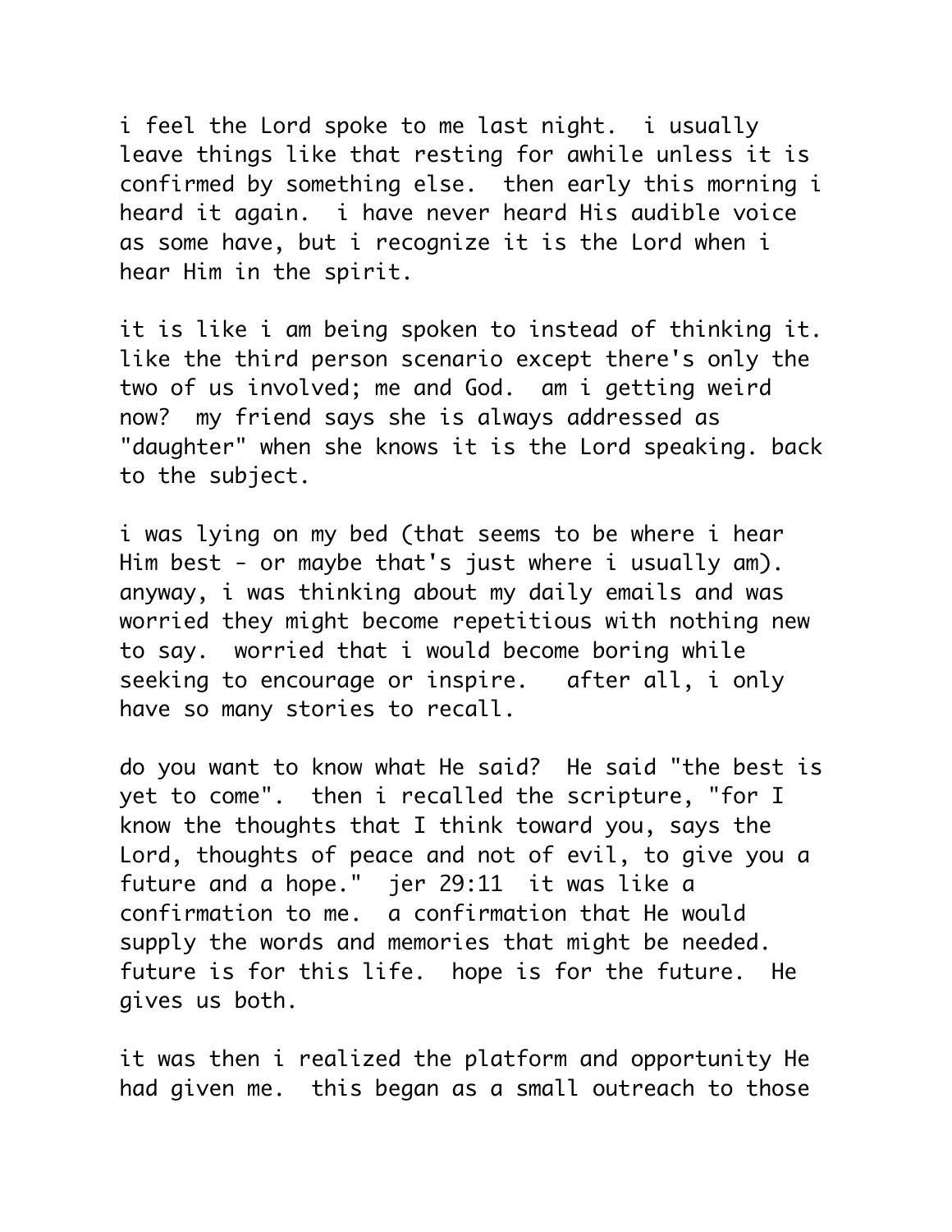i feel the Lord spoke to me last night.  i usually leave things like that resting for awhile unless it is confirmed by something else.  then early this morning i heard it again.  i have never heard His audible voice as some have, but i recognize it is the Lord when i hear Him in the spirit.

it is like i am being spoken to instead of thinking it. like the third person scenario except there's only the two of us involved; me and God.  am i getting weird now?  my friend says she is always addressed as "daughter" when she knows it is the Lord speaking. back to the subject.

i was lying on my bed (that seems to be where i hear Him best - or maybe that's just where i usually am). anyway, i was thinking about my daily emails and was worried they might become repetitious with nothing new to say.  worried that i would become boring while seeking to encourage or inspire.   after all, i only have so many stories to recall.

do you want to know what He said?  He said "the best is yet to come".  then i recalled the scripture, "for I know the thoughts that I think toward you, says the Lord, thoughts of peace and not of evil, to give you a future and a hope."  jer 29:11  it was like a confirmation to me.  a confirmation that He would supply the words and memories that might be needed. future is for this life.  hope is for the future.  He gives us both.

it was then i realized the platform and opportunity He had given me.  this began as a small outreach to those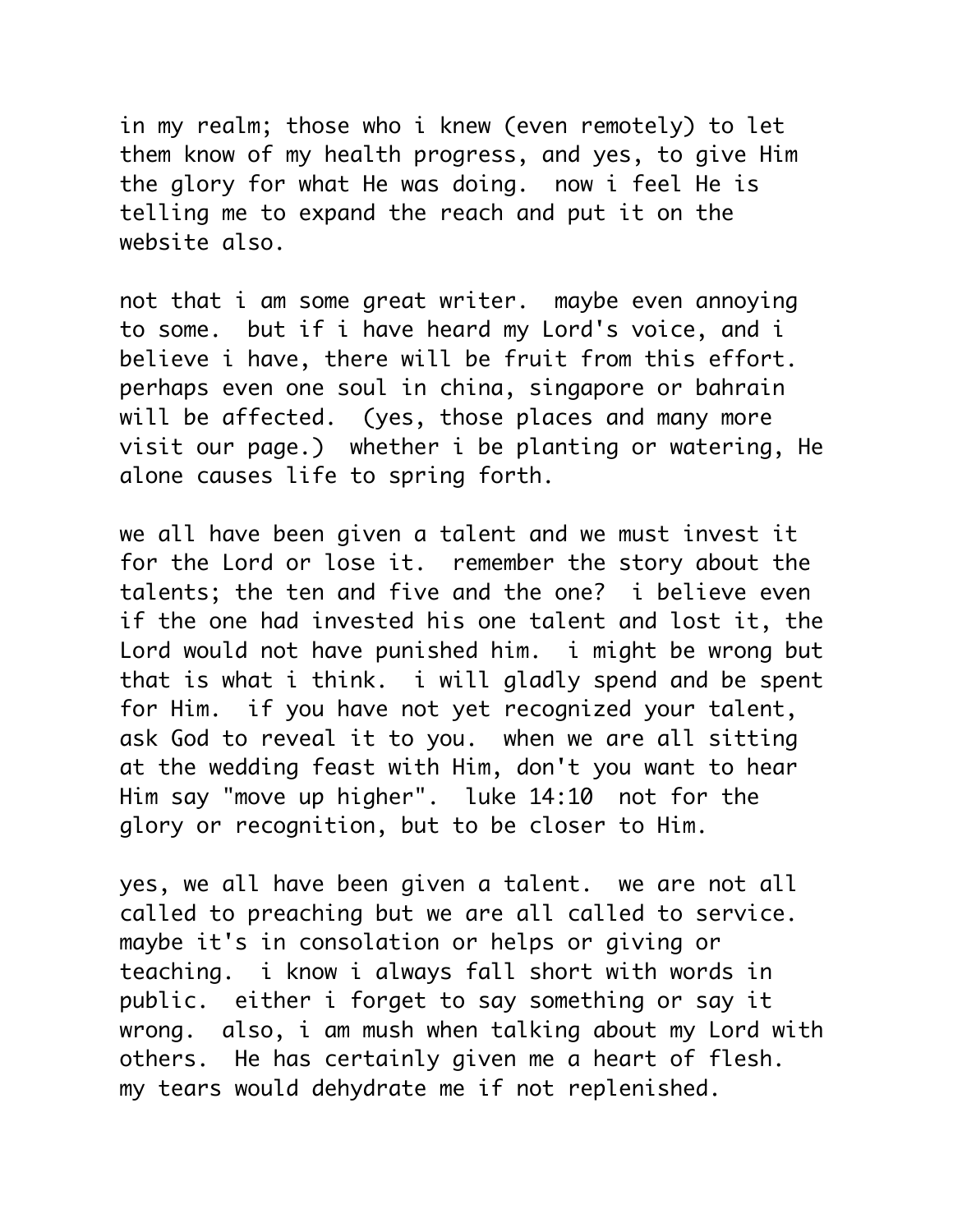in my realm; those who i knew (even remotely) to let them know of my health progress, and yes, to give Him the glory for what He was doing.  now i feel He is telling me to expand the reach and put it on the website also.

not that i am some great writer.  maybe even annoying to some.  but if i have heard my Lord's voice, and i believe i have, there will be fruit from this effort. perhaps even one soul in china, singapore or bahrain will be affected.  (yes, those places and many more visit our page.)  whether i be planting or watering, He alone causes life to spring forth.

we all have been given a talent and we must invest it for the Lord or lose it.  remember the story about the talents; the ten and five and the one?  i believe even if the one had invested his one talent and lost it, the Lord would not have punished him.  i might be wrong but that is what i think.  i will gladly spend and be spent for Him.  if you have not yet recognized your talent, ask God to reveal it to you.  when we are all sitting at the wedding feast with Him, don't you want to hear Him say "move up higher".  luke 14:10  not for the glory or recognition, but to be closer to Him.

yes, we all have been given a talent.  we are not all called to preaching but we are all called to service. maybe it's in consolation or helps or giving or teaching.  i know i always fall short with words in public.  either i forget to say something or say it wrong.  also, i am mush when talking about my Lord with others.  He has certainly given me a heart of flesh. my tears would dehydrate me if not replenished.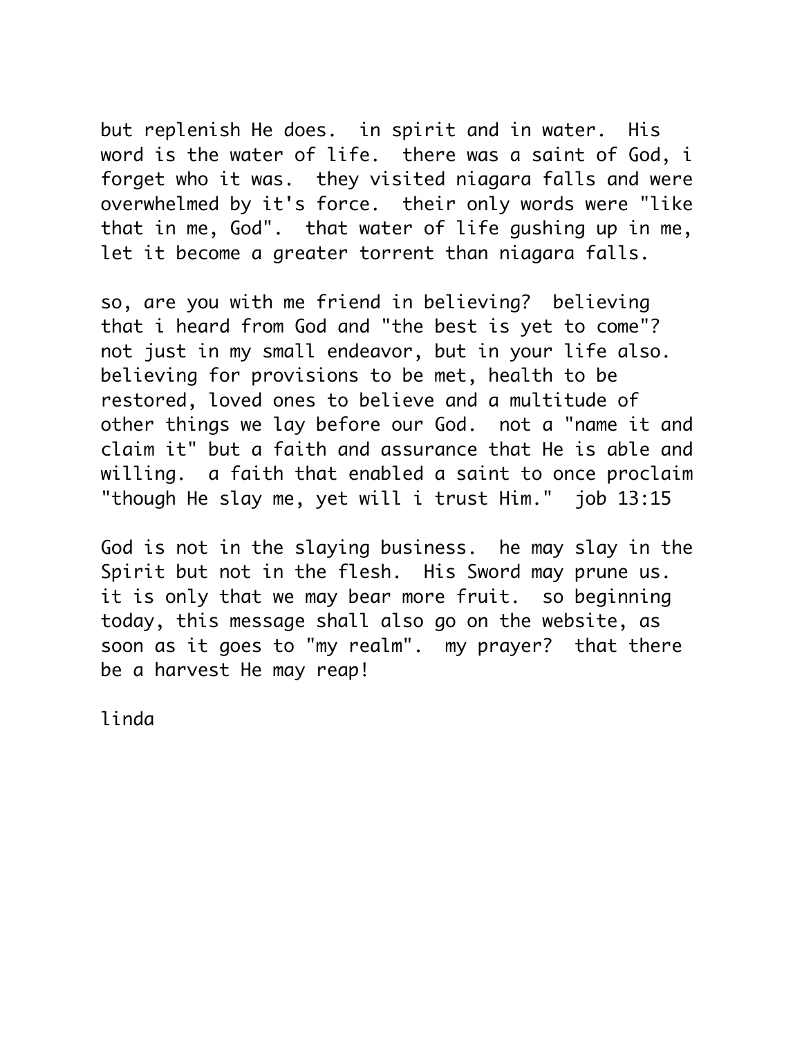but replenish He does. in spirit and in water. His word is the water of life. there was a saint of God, i forget who it was. they visited niagara falls and were overwhelmed by it's force. their only words were "like that in me, God". that water of life gushing up in me, let it become a greater torrent than niagara falls.

so, are you with me friend in believing? believing that i heard from God and "the best is yet to come"? not just in my small endeavor, but in your life also. believing for provisions to be met, health to be restored, loved ones to believe and a multitude of other things we lay before our God. not a "name it and claim it" but a faith and assurance that He is able and willing. a faith that enabled a saint to once proclaim "though He slay me, yet will i trust Him." job 13:15

God is not in the slaying business. he may slay in the Spirit but not in the flesh. His Sword may prune us. it is only that we may bear more fruit. so beginning today, this message shall also go on the website, as soon as it goes to "my realm". my prayer? that there be a harvest He may reap!

linda